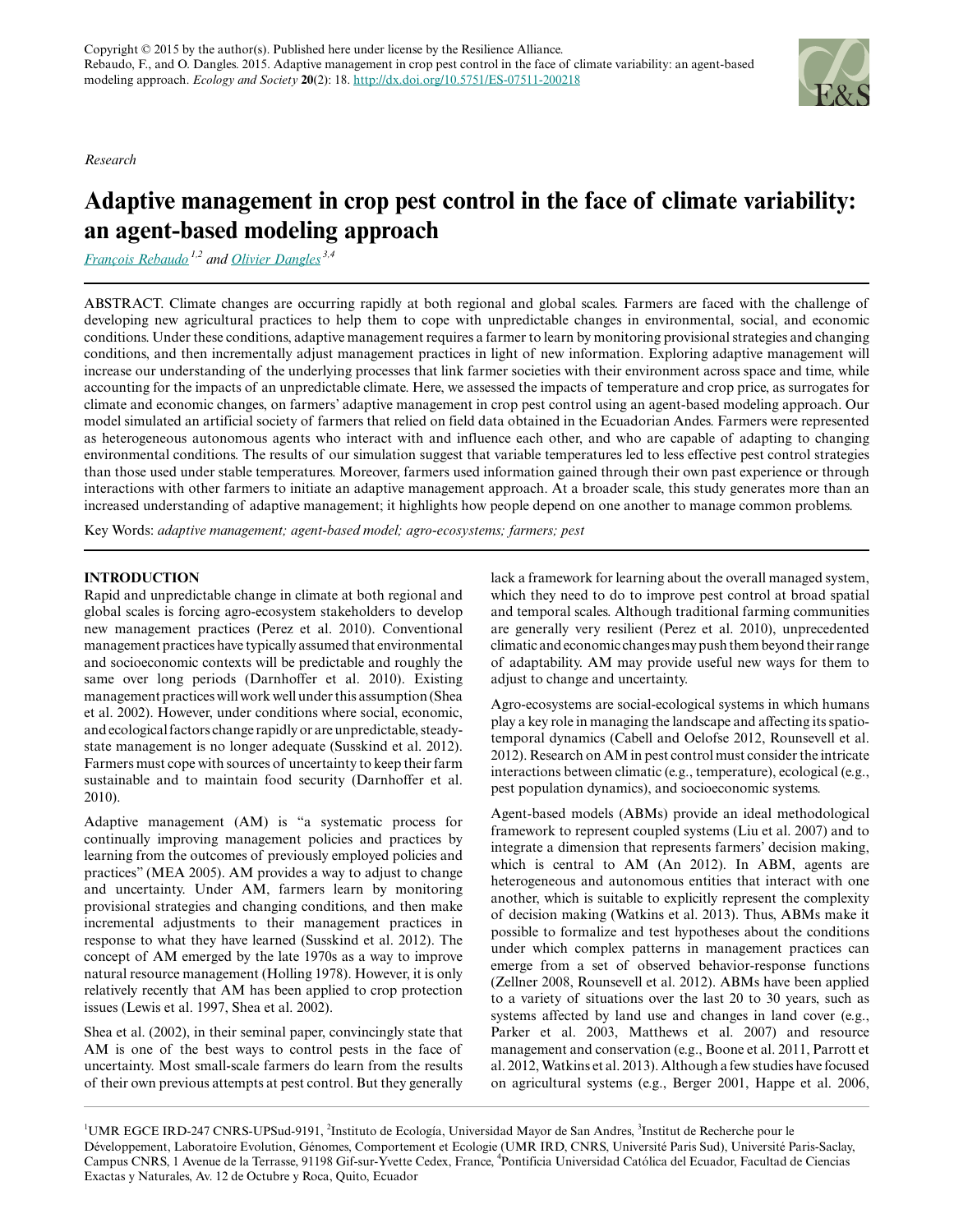Copyright © 2015 by the author(s). Published here under license by the Resilience Alliance.
Rebaudo, F., and O. Dangles. 2015. Adaptive management in crop pest control in the face of climate variability: an agent-based modeling approach. *Ecology and Society* **20**(2): 18. http://dx.doi.org/10.5751/ES-07511-200218

*Research*

# Adaptive management in crop pest control in the face of climate variability: an agent-based modeling approach

*François Rebaudo* [1,2] *and Olivier Dangles* [3,4]

ABSTRACT. Climate changes are occurring rapidly at both regional and global scales. Farmers are faced with the challenge of developing new agricultural practices to help them to cope with unpredictable changes in environmental, social, and economic conditions. Under these conditions, adaptive management requires a farmer to learn by monitoring provisional strategies and changing conditions, and then incrementally adjust management practices in light of new information. Exploring adaptive management will increase our understanding of the underlying processes that link farmer societies with their environment across space and time, while accounting for the impacts of an unpredictable climate. Here, we assessed the impacts of temperature and crop price, as surrogates for climate and economic changes, on farmers' adaptive management in crop pest control using an agent-based modeling approach. Our model simulated an artificial society of farmers that relied on field data obtained in the Ecuadorian Andes. Farmers were represented as heterogeneous autonomous agents who interact with and influence each other, and who are capable of adapting to changing environmental conditions. The results of our simulation suggest that variable temperatures led to less effective pest control strategies than those used under stable temperatures. Moreover, farmers used information gained through their own past experience or through interactions with other farmers to initiate an adaptive management approach. At a broader scale, this study generates more than an increased understanding of adaptive management; it highlights how people depend on one another to manage common problems.

Key Words: *adaptive management; agent-based model; agro-ecosystems; farmers; pest*

## INTRODUCTION

Rapid and unpredictable change in climate at both regional and global scales is forcing agro-ecosystem stakeholders to develop new management practices (Perez et al. 2010). Conventional management practices have typically assumed that environmental and socioeconomic contexts will be predictable and roughly the same over long periods (Darnhoffer et al. 2010). Existing management practices will work well under this assumption (Shea et al. 2002). However, under conditions where social, economic, and ecological factors change rapidly or are unpredictable, steady-state management is no longer adequate (Susskind et al. 2012). Farmers must cope with sources of uncertainty to keep their farm sustainable and to maintain food security (Darnhoffer et al. 2010).

Adaptive management (AM) is "a systematic process for continually improving management policies and practices by learning from the outcomes of previously employed policies and practices" (MEA 2005). AM provides a way to adjust to change and uncertainty. Under AM, farmers learn by monitoring provisional strategies and changing conditions, and then make incremental adjustments to their management practices in response to what they have learned (Susskind et al. 2012). The concept of AM emerged by the late 1970s as a way to improve natural resource management (Holling 1978). However, it is only relatively recently that AM has been applied to crop protection issues (Lewis et al. 1997, Shea et al. 2002).

Shea et al. (2002), in their seminal paper, convincingly state that AM is one of the best ways to control pests in the face of uncertainty. Most small-scale farmers do learn from the results of their own previous attempts at pest control. But they generally lack a framework for learning about the overall managed system, which they need to do to improve pest control at broad spatial and temporal scales. Although traditional farming communities are generally very resilient (Perez et al. 2010), unprecedented climatic and economic changes may push them beyond their range of adaptability. AM may provide useful new ways for them to adjust to change and uncertainty.

Agro-ecosystems are social-ecological systems in which humans play a key role in managing the landscape and affecting its spatio-temporal dynamics (Cabell and Oelofse 2012, Rounsevell et al. 2012). Research on AM in pest control must consider the intricate interactions between climatic (e.g., temperature), ecological (e.g., pest population dynamics), and socioeconomic systems.

Agent-based models (ABMs) provide an ideal methodological framework to represent coupled systems (Liu et al. 2007) and to integrate a dimension that represents farmers' decision making, which is central to AM (An 2012). In ABM, agents are heterogeneous and autonomous entities that interact with one another, which is suitable to explicitly represent the complexity of decision making (Watkins et al. 2013). Thus, ABMs make it possible to formalize and test hypotheses about the conditions under which complex patterns in management practices can emerge from a set of observed behavior-response functions (Zellner 2008, Rounsevell et al. 2012). ABMs have been applied to a variety of situations over the last 20 to 30 years, such as systems affected by land use and changes in land cover (e.g., Parker et al. 2003, Matthews et al. 2007) and resource management and conservation (e.g., Boone et al. 2011, Parrott et al. 2012, Watkins et al. 2013). Although a few studies have focused on agricultural systems (e.g., Berger 2001, Happe et al. 2006,

[1] UMR EGCE IRD-247 CNRS-UPSud-9191, [2] Instituto de Ecología, Universidad Mayor de San Andres, [3] Institut de Recherche pour le Développement, Laboratoire Evolution, Génomes, Comportement et Ecologie (UMR IRD, CNRS, Université Paris Sud), Université Paris-Saclay, Campus CNRS, 1 Avenue de la Terrasse, 91198 Gif-sur-Yvette Cedex, France, [4] Pontificia Universidad Católica del Ecuador, Facultad de Ciencias Exactas y Naturales, Av. 12 de Octubre y Roca, Quito, Ecuador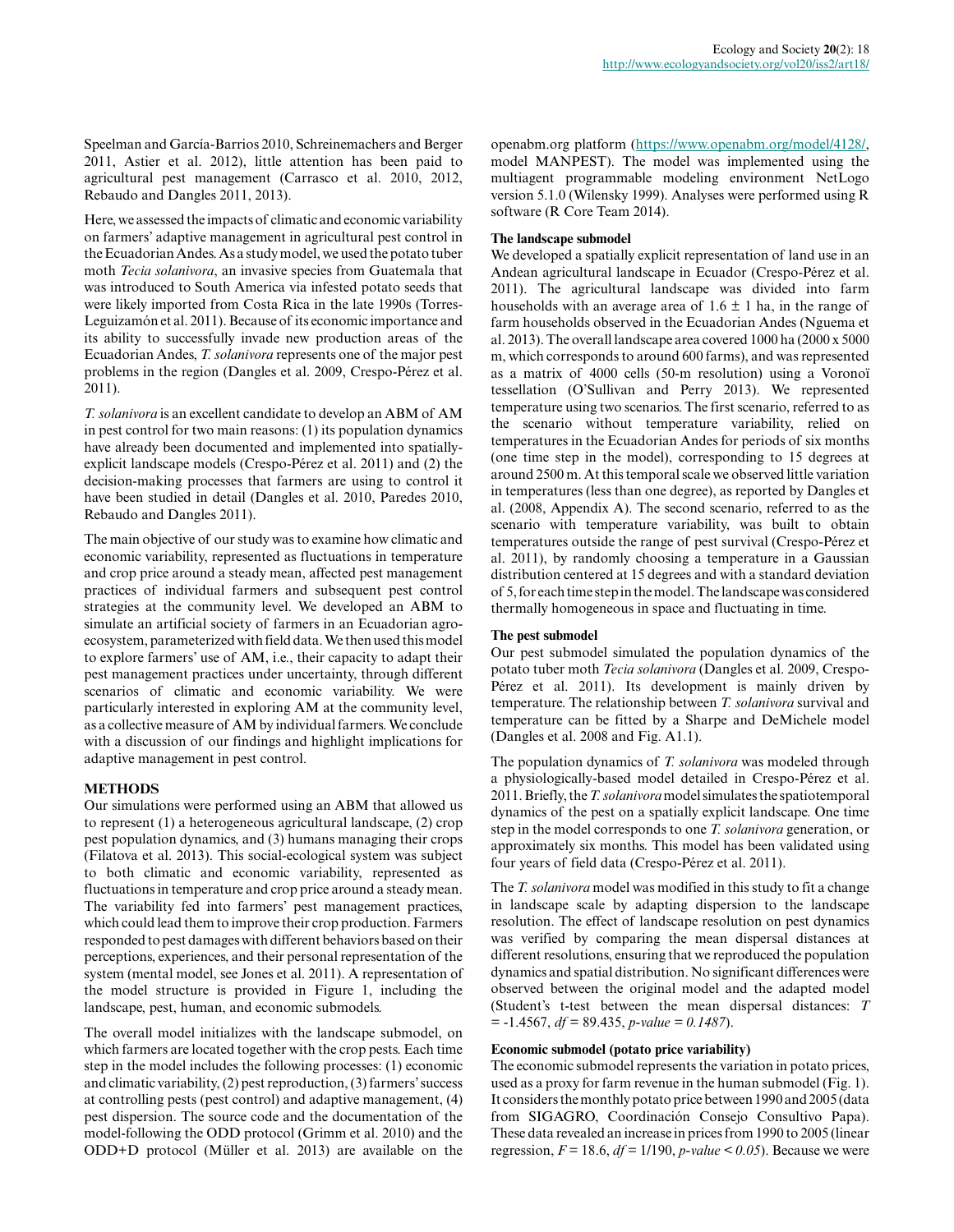Speelman and García-Barrios 2010, Schreinemachers and Berger 2011, Astier et al. 2012), little attention has been paid to agricultural pest management (Carrasco et al. 2010, 2012, Rebaudo and Dangles 2011, 2013).

Here, we assessed the impacts of climatic and economic variability on farmers' adaptive management in agricultural pest control in the Ecuadorian Andes. As a study model, we used the potato tuber moth *Tecia solanivora*, an invasive species from Guatemala that was introduced to South America via infested potato seeds that were likely imported from Costa Rica in the late 1990s (Torres-Leguizamón et al. 2011). Because of its economic importance and its ability to successfully invade new production areas of the Ecuadorian Andes, *T. solanivora* represents one of the major pest problems in the region (Dangles et al. 2009, Crespo-Pérez et al. 2011).

*T. solanivora* is an excellent candidate to develop an ABM of AM in pest control for two main reasons: (1) its population dynamics have already been documented and implemented into spatially-explicit landscape models (Crespo-Pérez et al. 2011) and (2) the decision-making processes that farmers are using to control it have been studied in detail (Dangles et al. 2010, Paredes 2010, Rebaudo and Dangles 2011).

The main objective of our study was to examine how climatic and economic variability, represented as fluctuations in temperature and crop price around a steady mean, affected pest management practices of individual farmers and subsequent pest control strategies at the community level. We developed an ABM to simulate an artificial society of farmers in an Ecuadorian agro-ecosystem, parameterized with field data. We then used this model to explore farmers' use of AM, i.e., their capacity to adapt their pest management practices under uncertainty, through different scenarios of climatic and economic variability. We were particularly interested in exploring AM at the community level, as a collective measure of AM by individual farmers. We conclude with a discussion of our findings and highlight implications for adaptive management in pest control.

## METHODS

Our simulations were performed using an ABM that allowed us to represent (1) a heterogeneous agricultural landscape, (2) crop pest population dynamics, and (3) humans managing their crops (Filatova et al. 2013). This social-ecological system was subject to both climatic and economic variability, represented as fluctuations in temperature and crop price around a steady mean. The variability fed into farmers' pest management practices, which could lead them to improve their crop production. Farmers responded to pest damages with different behaviors based on their perceptions, experiences, and their personal representation of the system (mental model, see Jones et al. 2011). A representation of the model structure is provided in Figure 1, including the landscape, pest, human, and economic submodels.

The overall model initializes with the landscape submodel, on which farmers are located together with the crop pests. Each time step in the model includes the following processes: (1) economic and climatic variability, (2) pest reproduction, (3) farmers' success at controlling pests (pest control) and adaptive management, (4) pest dispersion. The source code and the documentation of the model-following the ODD protocol (Grimm et al. 2010) and the ODD+D protocol (Müller et al. 2013) are available on the openabm.org platform (https://www.openabm.org/model/4128/, model MANPEST). The model was implemented using the multiagent programmable modeling environment NetLogo version 5.1.0 (Wilensky 1999). Analyses were performed using R software (R Core Team 2014).

### The landscape submodel

We developed a spatially explicit representation of land use in an Andean agricultural landscape in Ecuador (Crespo-Pérez et al. 2011). The agricultural landscape was divided into farm households with an average area of $1.6 \pm 1$ ha, in the range of farm households observed in the Ecuadorian Andes (Nguema et al. 2013). The overall landscape area covered 1000 ha (2000 x 5000 m, which corresponds to around 600 farms), and was represented as a matrix of 4000 cells (50-m resolution) using a Voronoï tessellation (O'Sullivan and Perry 2013). We represented temperature using two scenarios. The first scenario, referred to as the scenario without temperature variability, relied on temperatures in the Ecuadorian Andes for periods of six months (one time step in the model), corresponding to 15 degrees at around 2500 m. At this temporal scale we observed little variation in temperatures (less than one degree), as reported by Dangles et al. (2008, Appendix A). The second scenario, referred to as the scenario with temperature variability, was built to obtain temperatures outside the range of pest survival (Crespo-Pérez et al. 2011), by randomly choosing a temperature in a Gaussian distribution centered at 15 degrees and with a standard deviation of 5, for each time step in the model. The landscape was considered thermally homogeneous in space and fluctuating in time.

### The pest submodel

Our pest submodel simulated the population dynamics of the potato tuber moth *Tecia solanivora* (Dangles et al. 2009, Crespo-Pérez et al. 2011). Its development is mainly driven by temperature. The relationship between *T. solanivora* survival and temperature can be fitted by a Sharpe and DeMichele model (Dangles et al. 2008 and Fig. A1.1).

The population dynamics of *T. solanivora* was modeled through a physiologically-based model detailed in Crespo-Pérez et al. 2011. Briefly, the *T. solanivora* model simulates the spatiotemporal dynamics of the pest on a spatially explicit landscape. One time step in the model corresponds to one *T. solanivora* generation, or approximately six months. This model has been validated using four years of field data (Crespo-Pérez et al. 2011).

The *T. solanivora* model was modified in this study to fit a change in landscape scale by adapting dispersion to the landscape resolution. The effect of landscape resolution on pest dynamics was verified by comparing the mean dispersal distances at different resolutions, ensuring that we reproduced the population dynamics and spatial distribution. No significant differences were observed between the original model and the adapted model (Student's t-test between the mean dispersal distances: $T = -1.4567$, $df = 89.435$, *p-value* $= 0.1487$).

### Economic submodel (potato price variability)

The economic submodel represents the variation in potato prices, used as a proxy for farm revenue in the human submodel (Fig. 1). It considers the monthly potato price between 1990 and 2005 (data from SIGAGRO, Coordinación Consejo Consultivo Papa). These data revealed an increase in prices from 1990 to 2005 (linear regression, $F = 18.6$, $df = 1/190$, *p-value* $< 0.05$). Because we were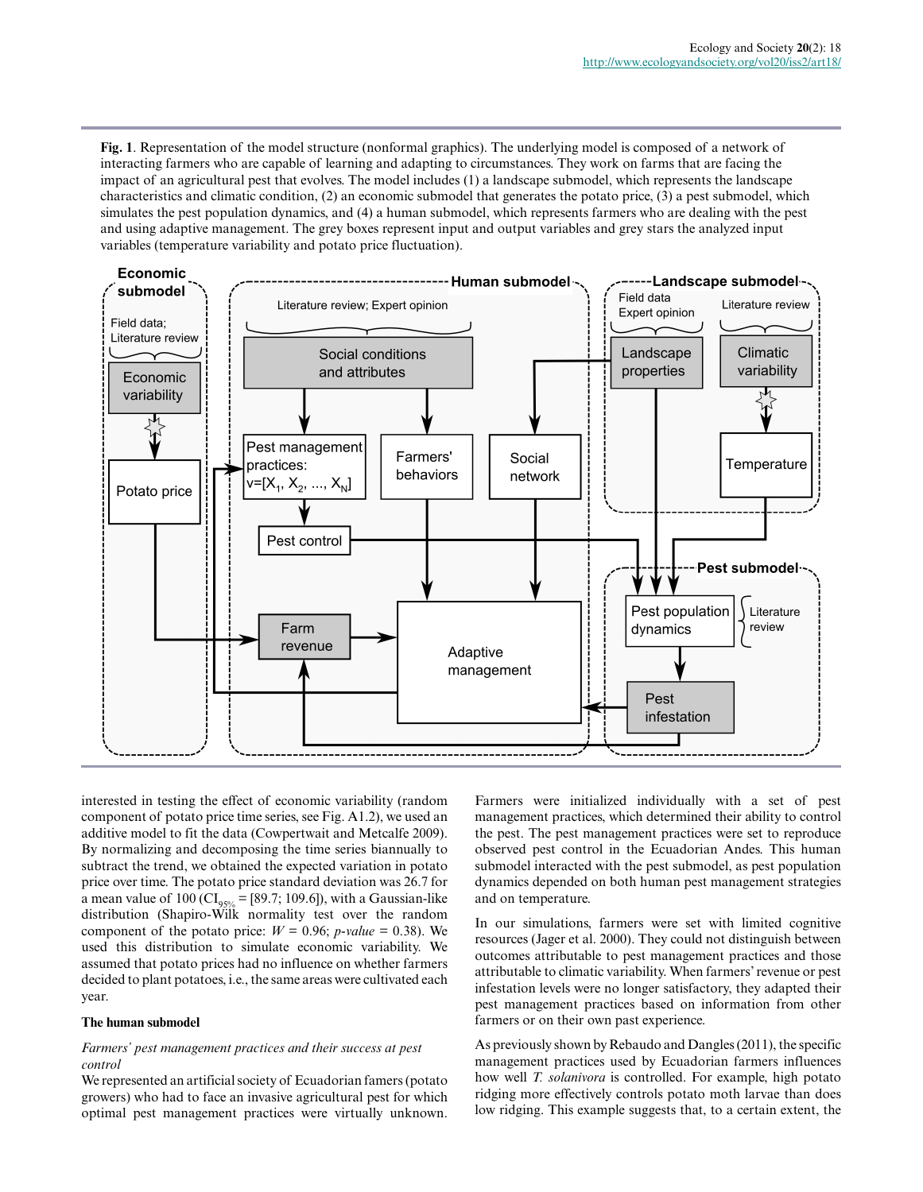**Fig. 1**. Representation of the model structure (nonformal graphics). The underlying model is composed of a network of interacting farmers who are capable of learning and adapting to circumstances. They work on farms that are facing the impact of an agricultural pest that evolves. The model includes (1) a landscape submodel, which represents the landscape characteristics and climatic condition, (2) an economic submodel that generates the potato price, (3) a pest submodel, which simulates the pest population dynamics, and (4) a human submodel, which represents farmers who are dealing with the pest and using adaptive management. The grey boxes represent input and output variables and grey stars the analyzed input variables (temperature variability and potato price fluctuation).

interested in testing the effect of economic variability (random component of potato price time series, see Fig. A1.2), we used an additive model to fit the data (Cowpertwait and Metcalfe 2009). By normalizing and decomposing the time series biannually to subtract the trend, we obtained the expected variation in potato price over time. The potato price standard deviation was 26.7 for a mean value of 100 ($CI_{95\%}$ = [89.7; 109.6]), with a Gaussian-like distribution (Shapiro-Wilk normality test over the random component of the potato price: $W = 0.96$; *p-value* = 0.38). We used this distribution to simulate economic variability. We assumed that potato prices had no influence on whether farmers decided to plant potatoes, i.e., the same areas were cultivated each year.

### The human submodel

*Farmers' pest management practices and their success at pest control*

We represented an artificial society of Ecuadorian famers (potato growers) who had to face an invasive agricultural pest for which optimal pest management practices were virtually unknown. Farmers were initialized individually with a set of pest management practices, which determined their ability to control the pest. The pest management practices were set to reproduce observed pest control in the Ecuadorian Andes. This human submodel interacted with the pest submodel, as pest population dynamics depended on both human pest management strategies and on temperature.

In our simulations, farmers were set with limited cognitive resources (Jager et al. 2000). They could not distinguish between outcomes attributable to pest management practices and those attributable to climatic variability. When farmers' revenue or pest infestation levels were no longer satisfactory, they adapted their pest management practices based on information from other farmers or on their own past experience.

As previously shown by Rebaudo and Dangles (2011), the specific management practices used by Ecuadorian farmers influences how well *T. solanivora* is controlled. For example, high potato ridging more effectively controls potato moth larvae than does low ridging. This example suggests that, to a certain extent, the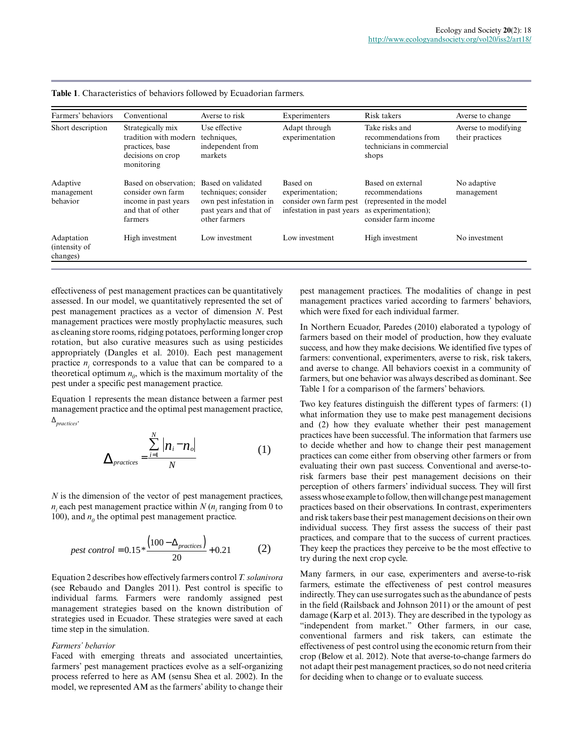**Table 1**. Characteristics of behaviors followed by Ecuadorian farmers.

| Farmers' behaviors | Conventional | Averse to risk | Experimenters | Risk takers | Averse to change |
|---|---|---|---|---|---|
| Short description | Strategically mix tradition with modern practices, base decisions on crop monitoring | Use effective techniques, independent from markets | Adapt through experimentation | Take risks and recommendations from technicians in commercial shops | Averse to modifying their practices |
| Adaptive management behavior | Based on observation; consider own farm income in past years and that of other farmers | Based on validated techniques; consider own pest infestation in past years and that of other farmers | Based on experimentation; consider own farm pest infestation in past years | Based on external recommendations (represented in the model as experimentation); consider farm income | No adaptive management |
| Adaptation (intensity of changes) | High investment | Low investment | Low investment | High investment | No investment |

effectiveness of pest management practices can be quantitatively assessed. In our model, we quantitatively represented the set of pest management practices as a vector of dimension $N$. Pest management practices were mostly prophylactic measures, such as cleaning store rooms, ridging potatoes, performing longer crop rotation, but also curative measures such as using pesticides appropriately (Dangles et al. 2010). Each pest management practice $n_i$ corresponds to a value that can be compared to a theoretical optimum $n_0$, which is the maximum mortality of the pest under a specific pest management practice.

Equation 1 represents the mean distance between a farmer pest management practice and the optimal pest management practice, $\Delta_{practices}$.

$$\Delta_{practices} = \frac{\sum_{i=1}^{N} |n_i - n_o|}{N} \qquad (1)$$

$N$ is the dimension of the vector of pest management practices, $n_i$ each pest management practice within $N$ ($n_i$ ranging from 0 to 100), and $n_0$ the optimal pest management practice.

$$pest\ control = 0.15 * \frac{(100 - \Delta_{practices})}{20} + 0.21 \qquad (2)$$

Equation 2 describes how effectively farmers control *T. solanivora* (see Rebaudo and Dangles 2011). Pest control is specific to individual farms. Farmers were randomly assigned pest management strategies based on the known distribution of strategies used in Ecuador. These strategies were saved at each time step in the simulation.

*Farmers' behavior*

Faced with emerging threats and associated uncertainties, farmers' pest management practices evolve as a self-organizing process referred to here as AM (sensu Shea et al. 2002). In the model, we represented AM as the farmers' ability to change their pest management practices. The modalities of change in pest management practices varied according to farmers' behaviors, which were fixed for each individual farmer.

In Northern Ecuador, Paredes (2010) elaborated a typology of farmers based on their model of production, how they evaluate success, and how they make decisions. We identified five types of farmers: conventional, experimenters, averse to risk, risk takers, and averse to change. All behaviors coexist in a community of farmers, but one behavior was always described as dominant. See Table 1 for a comparison of the farmers' behaviors.

Two key features distinguish the different types of farmers: (1) what information they use to make pest management decisions and (2) how they evaluate whether their pest management practices have been successful. The information that farmers use to decide whether and how to change their pest management practices can come either from observing other farmers or from evaluating their own past success. Conventional and averse-to-risk farmers base their pest management decisions on their perception of others farmers' individual success. They will first assess whose example to follow, then will change pest management practices based on their observations. In contrast, experimenters and risk takers base their pest management decisions on their own individual success. They first assess the success of their past practices, and compare that to the success of current practices. They keep the practices they perceive to be the most effective to try during the next crop cycle.

Many farmers, in our case, experimenters and averse-to-risk farmers, estimate the effectiveness of pest control measures indirectly. They can use surrogates such as the abundance of pests in the field (Railsback and Johnson 2011) or the amount of pest damage (Karp et al. 2013). They are described in the typology as "independent from market." Other farmers, in our case, conventional farmers and risk takers, can estimate the effectiveness of pest control using the economic return from their crop (Below et al. 2012). Note that averse-to-change farmers do not adapt their pest management practices, so do not need criteria for deciding when to change or to evaluate success.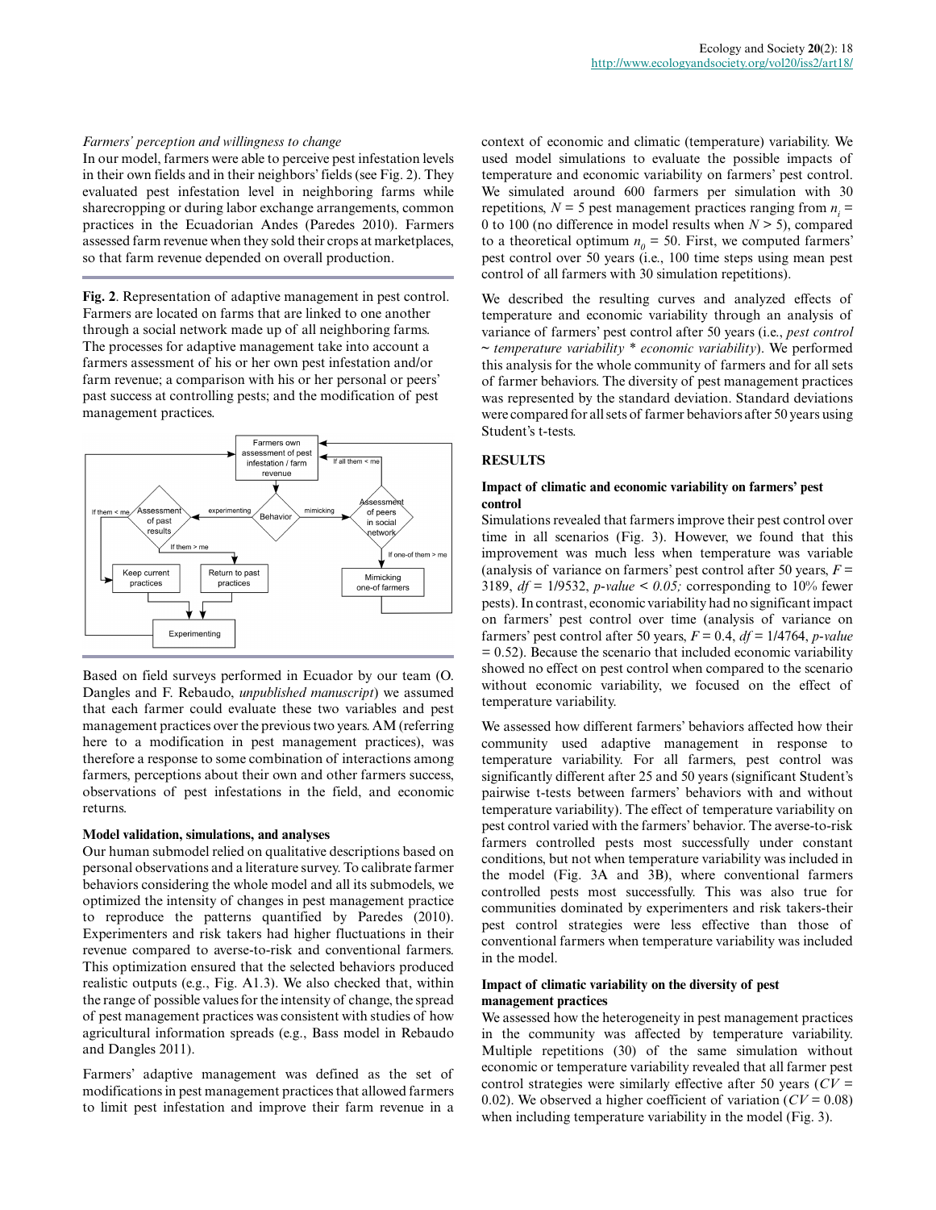*Farmers' perception and willingness to change*

In our model, farmers were able to perceive pest infestation levels in their own fields and in their neighbors' fields (see Fig. 2). They evaluated pest infestation level in neighboring farms while sharecropping or during labor exchange arrangements, common practices in the Ecuadorian Andes (Paredes 2010). Farmers assessed farm revenue when they sold their crops at marketplaces, so that farm revenue depended on overall production.

**Fig. 2**. Representation of adaptive management in pest control. Farmers are located on farms that are linked to one another through a social network made up of all neighboring farms. The processes for adaptive management take into account a farmers assessment of his or her own pest infestation and/or farm revenue; a comparison with his or her personal or peers' past success at controlling pests; and the modification of pest management practices.

Based on field surveys performed in Ecuador by our team (O. Dangles and F. Rebaudo, *unpublished manuscript*) we assumed that each farmer could evaluate these two variables and pest management practices over the previous two years. AM (referring here to a modification in pest management practices), was therefore a response to some combination of interactions among farmers, perceptions about their own and other farmers success, observations of pest infestations in the field, and economic returns.

### Model validation, simulations, and analyses

Our human submodel relied on qualitative descriptions based on personal observations and a literature survey. To calibrate farmer behaviors considering the whole model and all its submodels, we optimized the intensity of changes in pest management practice to reproduce the patterns quantified by Paredes (2010). Experimenters and risk takers had higher fluctuations in their revenue compared to averse-to-risk and conventional farmers. This optimization ensured that the selected behaviors produced realistic outputs (e.g., Fig. A1.3). We also checked that, within the range of possible values for the intensity of change, the spread of pest management practices was consistent with studies of how agricultural information spreads (e.g., Bass model in Rebaudo and Dangles 2011).

Farmers' adaptive management was defined as the set of modifications in pest management practices that allowed farmers to limit pest infestation and improve their farm revenue in a context of economic and climatic (temperature) variability. We used model simulations to evaluate the possible impacts of temperature and economic variability on farmers' pest control. We simulated around 600 farmers per simulation with 30 repetitions, $N = 5$ pest management practices ranging from $n_i = 0$ to 100 (no difference in model results when $N > 5$), compared to a theoretical optimum $n_0 = 50$. First, we computed farmers' pest control over 50 years (i.e., 100 time steps using mean pest control of all farmers with 30 simulation repetitions).

We described the resulting curves and analyzed effects of temperature and economic variability through an analysis of variance of farmers' pest control after 50 years (i.e., *pest control ~ temperature variability * economic variability*). We performed this analysis for the whole community of farmers and for all sets of farmer behaviors. The diversity of pest management practices was represented by the standard deviation. Standard deviations were compared for all sets of farmer behaviors after 50 years using Student's t-tests.

## RESULTS

### Impact of climatic and economic variability on farmers' pest control

Simulations revealed that farmers improve their pest control over time in all scenarios (Fig. 3). However, we found that this improvement was much less when temperature was variable (analysis of variance on farmers' pest control after 50 years, $F = 3189$, $df = 1/9532$, *p-value* $< 0.05$; corresponding to 10% fewer pests). In contrast, economic variability had no significant impact on farmers' pest control over time (analysis of variance on farmers' pest control after 50 years, $F = 0.4$, $df = 1/4764$, *p-value* $= 0.52$). Because the scenario that included economic variability showed no effect on pest control when compared to the scenario without economic variability, we focused on the effect of temperature variability.

We assessed how different farmers' behaviors affected how their community used adaptive management in response to temperature variability. For all farmers, pest control was significantly different after 25 and 50 years (significant Student's pairwise t-tests between farmers' behaviors with and without temperature variability). The effect of temperature variability on pest control varied with the farmers' behavior. The averse-to-risk farmers controlled pests most successfully under constant conditions, but not when temperature variability was included in the model (Fig. 3A and 3B), where conventional farmers controlled pests most successfully. This was also true for communities dominated by experimenters and risk takers-their pest control strategies were less effective than those of conventional farmers when temperature variability was included in the model.

### Impact of climatic variability on the diversity of pest management practices

We assessed how the heterogeneity in pest management practices in the community was affected by temperature variability. Multiple repetitions (30) of the same simulation without economic or temperature variability revealed that all farmer pest control strategies were similarly effective after 50 years ($CV = 0.02$). We observed a higher coefficient of variation ($CV = 0.08$) when including temperature variability in the model (Fig. 3).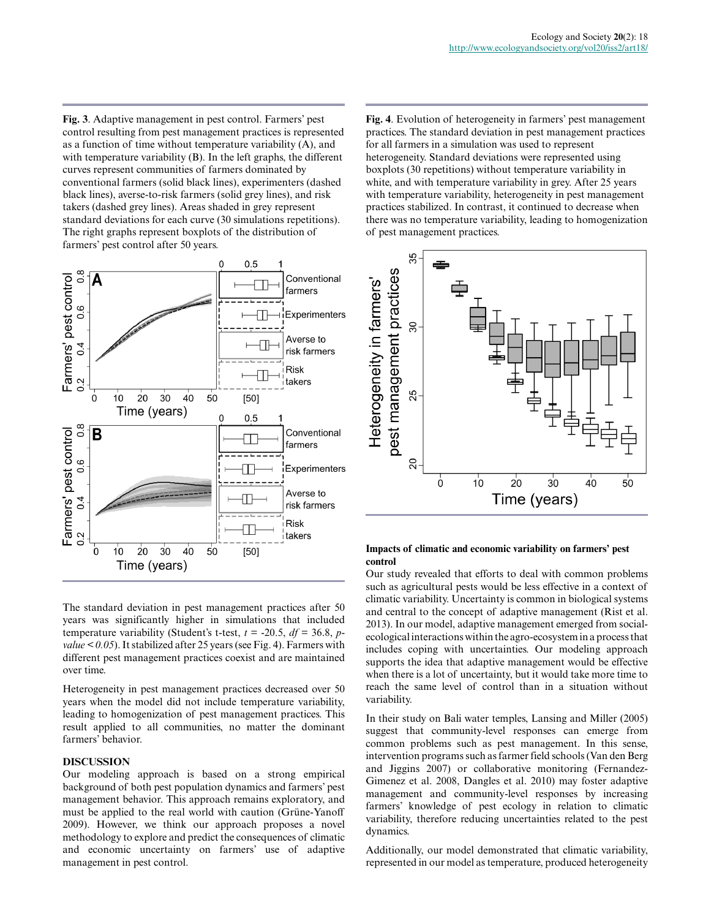**Fig. 3**. Adaptive management in pest control. Farmers' pest control resulting from pest management practices is represented as a function of time without temperature variability (A), and with temperature variability (B). In the left graphs, the different curves represent communities of farmers dominated by conventional farmers (solid black lines), experimenters (dashed black lines), averse-to-risk farmers (solid grey lines), and risk takers (dashed grey lines). Areas shaded in grey represent standard deviations for each curve (30 simulations repetitions). The right graphs represent boxplots of the distribution of farmers' pest control after 50 years.

The standard deviation in pest management practices after 50 years was significantly higher in simulations that included temperature variability (Student's t-test, $t$ = -20.5, $df$ = 36.8, $p$-$value < 0.05$). It stabilized after 25 years (see Fig. 4). Farmers with different pest management practices coexist and are maintained over time.

Heterogeneity in pest management practices decreased over 50 years when the model did not include temperature variability, leading to homogenization of pest management practices. This result applied to all communities, no matter the dominant farmers' behavior.

## DISCUSSION

Our modeling approach is based on a strong empirical background of both pest population dynamics and farmers' pest management behavior. This approach remains exploratory, and must be applied to the real world with caution (Grüne-Yanoff 2009). However, we think our approach proposes a novel methodology to explore and predict the consequences of climatic and economic uncertainty on farmers' use of adaptive management in pest control.

**Fig. 4**. Evolution of heterogeneity in farmers' pest management practices. The standard deviation in pest management practices for all farmers in a simulation was used to represent heterogeneity. Standard deviations were represented using boxplots (30 repetitions) without temperature variability in white, and with temperature variability in grey. After 25 years with temperature variability, heterogeneity in pest management practices stabilized. In contrast, it continued to decrease when there was no temperature variability, leading to homogenization of pest management practices.

### Impacts of climatic and economic variability on farmers' pest control

Our study revealed that efforts to deal with common problems such as agricultural pests would be less effective in a context of climatic variability. Uncertainty is common in biological systems and central to the concept of adaptive management (Rist et al. 2013). In our model, adaptive management emerged from social-ecological interactions within the agro-ecosystem in a process that includes coping with uncertainties. Our modeling approach supports the idea that adaptive management would be effective when there is a lot of uncertainty, but it would take more time to reach the same level of control than in a situation without variability.

In their study on Bali water temples, Lansing and Miller (2005) suggest that community-level responses can emerge from common problems such as pest management. In this sense, intervention programs such as farmer field schools (Van den Berg and Jiggins 2007) or collaborative monitoring (Fernandez-Gimenez et al. 2008, Dangles et al. 2010) may foster adaptive management and community-level responses by increasing farmers' knowledge of pest ecology in relation to climatic variability, therefore reducing uncertainties related to the pest dynamics.

Additionally, our model demonstrated that climatic variability, represented in our model as temperature, produced heterogeneity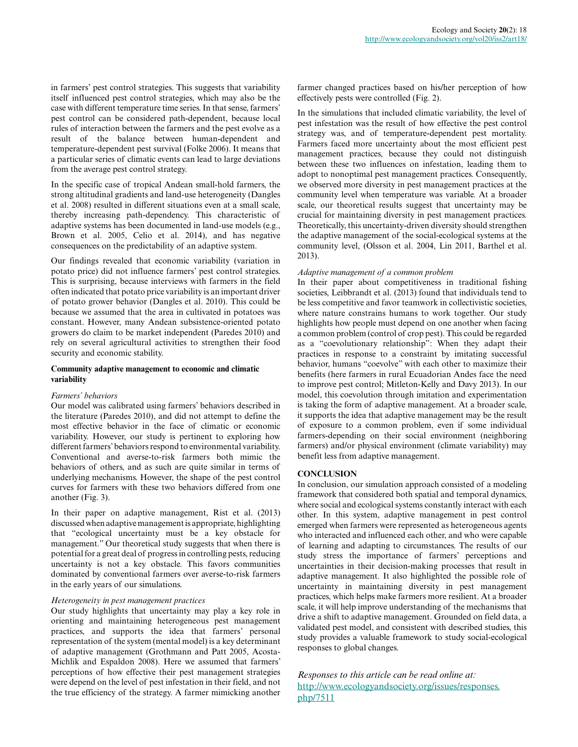in farmers' pest control strategies. This suggests that variability itself influenced pest control strategies, which may also be the case with different temperature time series. In that sense, farmers' pest control can be considered path-dependent, because local rules of interaction between the farmers and the pest evolve as a result of the balance between human-dependent and temperature-dependent pest survival (Folke 2006). It means that a particular series of climatic events can lead to large deviations from the average pest control strategy.

In the specific case of tropical Andean small-hold farmers, the strong altitudinal gradients and land-use heterogeneity (Dangles et al. 2008) resulted in different situations even at a small scale, thereby increasing path-dependency. This characteristic of adaptive systems has been documented in land-use models (e.g., Brown et al. 2005, Celio et al. 2014), and has negative consequences on the predictability of an adaptive system.

Our findings revealed that economic variability (variation in potato price) did not influence farmers' pest control strategies. This is surprising, because interviews with farmers in the field often indicated that potato price variability is an important driver of potato grower behavior (Dangles et al. 2010). This could be because we assumed that the area in cultivated in potatoes was constant. However, many Andean subsistence-oriented potato growers do claim to be market independent (Paredes 2010) and rely on several agricultural activities to strengthen their food security and economic stability.

**Community adaptive management to economic and climatic variability**

*Farmers' behaviors*

Our model was calibrated using farmers' behaviors described in the literature (Paredes 2010), and did not attempt to define the most effective behavior in the face of climatic or economic variability. However, our study is pertinent to exploring how different farmers' behaviors respond to environmental variability. Conventional and averse-to-risk farmers both mimic the behaviors of others, and as such are quite similar in terms of underlying mechanisms. However, the shape of the pest control curves for farmers with these two behaviors differed from one another (Fig. 3).

In their paper on adaptive management, Rist et al. (2013) discussed when adaptive management is appropriate, highlighting that "ecological uncertainty must be a key obstacle for management." Our theoretical study suggests that when there is potential for a great deal of progress in controlling pests, reducing uncertainty is not a key obstacle. This favors communities dominated by conventional farmers over averse-to-risk farmers in the early years of our simulations.

*Heterogeneity in pest management practices*

Our study highlights that uncertainty may play a key role in orienting and maintaining heterogeneous pest management practices, and supports the idea that farmers' personal representation of the system (mental model) is a key determinant of adaptive management (Grothmann and Patt 2005, Acosta-Michlik and Espaldon 2008). Here we assumed that farmers' perceptions of how effective their pest management strategies were depend on the level of pest infestation in their field, and not the true efficiency of the strategy. A farmer mimicking another farmer changed practices based on his/her perception of how effectively pests were controlled (Fig. 2).

In the simulations that included climatic variability, the level of pest infestation was the result of how effective the pest control strategy was, and of temperature-dependent pest mortality. Farmers faced more uncertainty about the most efficient pest management practices, because they could not distinguish between these two influences on infestation, leading them to adopt to nonoptimal pest management practices. Consequently, we observed more diversity in pest management practices at the community level when temperature was variable. At a broader scale, our theoretical results suggest that uncertainty may be crucial for maintaining diversity in pest management practices. Theoretically, this uncertainty-driven diversity should strengthen the adaptive management of the social-ecological systems at the community level, (Olsson et al. 2004, Lin 2011, Barthel et al. 2013).

*Adaptive management of a common problem*

In their paper about competitiveness in traditional fishing societies, Leibbrandt et al. (2013) found that individuals tend to be less competitive and favor teamwork in collectivistic societies, where nature constrains humans to work together. Our study highlights how people must depend on one another when facing a common problem (control of crop pest). This could be regarded as a "coevolutionary relationship": When they adapt their practices in response to a constraint by imitating successful behavior, humans "coevolve" with each other to maximize their benefits (here farmers in rural Ecuadorian Andes face the need to improve pest control; Mitleton-Kelly and Davy 2013). In our model, this coevolution through imitation and experimentation is taking the form of adaptive management. At a broader scale, it supports the idea that adaptive management may be the result of exposure to a common problem, even if some individual farmers-depending on their social environment (neighboring farmers) and/or physical environment (climate variability) may benefit less from adaptive management.

## CONCLUSION

In conclusion, our simulation approach consisted of a modeling framework that considered both spatial and temporal dynamics, where social and ecological systems constantly interact with each other. In this system, adaptive management in pest control emerged when farmers were represented as heterogeneous agents who interacted and influenced each other, and who were capable of learning and adapting to circumstances. The results of our study stress the importance of farmers' perceptions and uncertainties in their decision-making processes that result in adaptive management. It also highlighted the possible role of uncertainty in maintaining diversity in pest management practices, which helps make farmers more resilient. At a broader scale, it will help improve understanding of the mechanisms that drive a shift to adaptive management. Grounded on field data, a validated pest model, and consistent with described studies, this study provides a valuable framework to study social-ecological responses to global changes.

*Responses to this article can be read online at:*
http://www.ecologyandsociety.org/issues/responses.php/7511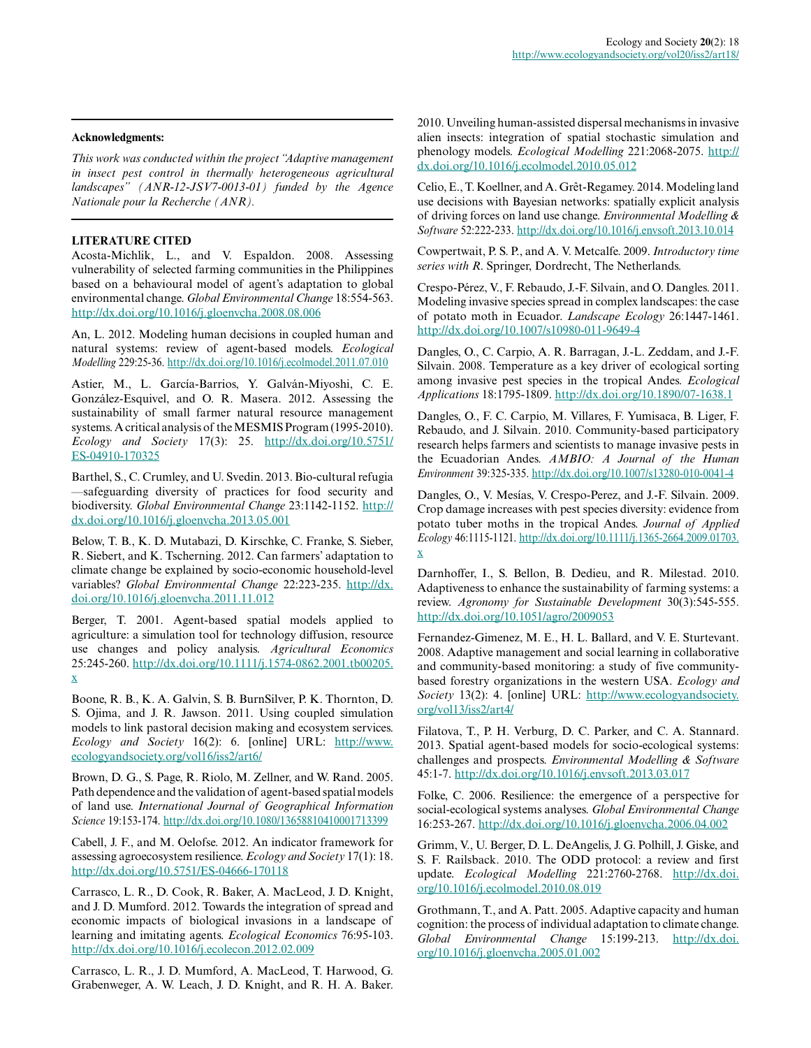**Acknowledgments:**

*This work was conducted within the project "Adaptive management in insect pest control in thermally heterogeneous agricultural landscapes" (ANR-12-JSV7-0013-01) funded by the Agence Nationale pour la Recherche (ANR).*

**LITERATURE CITED**

Acosta-Michlik, L., and V. Espaldon. 2008. Assessing vulnerability of selected farming communities in the Philippines based on a behavioural model of agent's adaptation to global environmental change. *Global Environmental Change* 18:554-563. http://dx.doi.org/10.1016/j.gloenvcha.2008.08.006

An, L. 2012. Modeling human decisions in coupled human and natural systems: review of agent-based models. *Ecological Modelling* 229:25-36. http://dx.doi.org/10.1016/j.ecolmodel.2011.07.010

Astier, M., L. García-Barrios, Y. Galván-Miyoshi, C. E. González-Esquivel, and O. R. Masera. 2012. Assessing the sustainability of small farmer natural resource management systems. A critical analysis of the MESMIS Program (1995-2010). *Ecology and Society* 17(3): 25. http://dx.doi.org/10.5751/ES-04910-170325

Barthel, S., C. Crumley, and U. Svedin. 2013. Bio-cultural refugia—safeguarding diversity of practices for food security and biodiversity. *Global Environmental Change* 23:1142-1152. http://dx.doi.org/10.1016/j.gloenvcha.2013.05.001

Below, T. B., K. D. Mutabazi, D. Kirschke, C. Franke, S. Sieber, R. Siebert, and K. Tscherning. 2012. Can farmers' adaptation to climate change be explained by socio-economic household-level variables? *Global Environmental Change* 22:223-235. http://dx.doi.org/10.1016/j.gloenvcha.2011.11.012

Berger, T. 2001. Agent-based spatial models applied to agriculture: a simulation tool for technology diffusion, resource use changes and policy analysis. *Agricultural Economics* 25:245-260. http://dx.doi.org/10.1111/j.1574-0862.2001.tb00205.x

Boone, R. B., K. A. Galvin, S. B. BurnSilver, P. K. Thornton, D. S. Ojima, and J. R. Jawson. 2011. Using coupled simulation models to link pastoral decision making and ecosystem services. *Ecology and Society* 16(2): 6. [online] URL: http://www.ecologyandsociety.org/vol16/iss2/art6/

Brown, D. G., S. Page, R. Riolo, M. Zellner, and W. Rand. 2005. Path dependence and the validation of agent-based spatial models of land use. *International Journal of Geographical Information Science* 19:153-174. http://dx.doi.org/10.1080/13658810410001713399

Cabell, J. F., and M. Oelofse. 2012. An indicator framework for assessing agroecosystem resilience. *Ecology and Society* 17(1): 18. http://dx.doi.org/10.5751/ES-04666-170118

Carrasco, L. R., D. Cook, R. Baker, A. MacLeod, J. D. Knight, and J. D. Mumford. 2012. Towards the integration of spread and economic impacts of biological invasions in a landscape of learning and imitating agents. *Ecological Economics* 76:95-103. http://dx.doi.org/10.1016/j.ecolecon.2012.02.009

Carrasco, L. R., J. D. Mumford, A. MacLeod, T. Harwood, G. Grabenweger, A. W. Leach, J. D. Knight, and R. H. A. Baker. 2010. Unveiling human-assisted dispersal mechanisms in invasive alien insects: integration of spatial stochastic simulation and phenology models. *Ecological Modelling* 221:2068-2075. http://dx.doi.org/10.1016/j.ecolmodel.2010.05.012

Celio, E., T. Koellner, and A. Grêt-Regamey. 2014. Modeling land use decisions with Bayesian networks: spatially explicit analysis of driving forces on land use change. *Environmental Modelling & Software* 52:222-233. http://dx.doi.org/10.1016/j.envsoft.2013.10.014

Cowpertwait, P. S. P., and A. V. Metcalfe. 2009. *Introductory time series with R*. Springer, Dordrecht, The Netherlands.

Crespo-Pérez, V., F. Rebaudo, J.-F. Silvain, and O. Dangles. 2011. Modeling invasive species spread in complex landscapes: the case of potato moth in Ecuador. *Landscape Ecology* 26:1447-1461. http://dx.doi.org/10.1007/s10980-011-9649-4

Dangles, O., C. Carpio, A. R. Barragan, J.-L. Zeddam, and J.-F. Silvain. 2008. Temperature as a key driver of ecological sorting among invasive pest species in the tropical Andes. *Ecological Applications* 18:1795-1809. http://dx.doi.org/10.1890/07-1638.1

Dangles, O., F. C. Carpio, M. Villares, F. Yumisaca, B. Liger, F. Rebaudo, and J. Silvain. 2010. Community-based participatory research helps farmers and scientists to manage invasive pests in the Ecuadorian Andes. *AMBIO: A Journal of the Human Environment* 39:325-335. http://dx.doi.org/10.1007/s13280-010-0041-4

Dangles, O., V. Mesías, V. Crespo-Perez, and J.-F. Silvain. 2009. Crop damage increases with pest species diversity: evidence from potato tuber moths in the tropical Andes. *Journal of Applied Ecology* 46:1115-1121. http://dx.doi.org/10.1111/j.1365-2664.2009.01703.x

Darnhoffer, I., S. Bellon, B. Dedieu, and R. Milestad. 2010. Adaptiveness to enhance the sustainability of farming systems: a review. *Agronomy for Sustainable Development* 30(3):545-555. http://dx.doi.org/10.1051/agro/2009053

Fernandez-Gimenez, M. E., H. L. Ballard, and V. E. Sturtevant. 2008. Adaptive management and social learning in collaborative and community-based monitoring: a study of five community-based forestry organizations in the western USA. *Ecology and Society* 13(2): 4. [online] URL: http://www.ecologyandsociety.org/vol13/iss2/art4/

Filatova, T., P. H. Verburg, D. C. Parker, and C. A. Stannard. 2013. Spatial agent-based models for socio-ecological systems: challenges and prospects. *Environmental Modelling & Software* 45:1-7. http://dx.doi.org/10.1016/j.envsoft.2013.03.017

Folke, C. 2006. Resilience: the emergence of a perspective for social-ecological systems analyses. *Global Environmental Change* 16:253-267. http://dx.doi.org/10.1016/j.gloenvcha.2006.04.002

Grimm, V., U. Berger, D. L. DeAngelis, J. G. Polhill, J. Giske, and S. F. Railsback. 2010. The ODD protocol: a review and first update. *Ecological Modelling* 221:2760-2768. http://dx.doi.org/10.1016/j.ecolmodel.2010.08.019

Grothmann, T., and A. Patt. 2005. Adaptive capacity and human cognition: the process of individual adaptation to climate change. *Global Environmental Change* 15:199-213. http://dx.doi.org/10.1016/j.gloenvcha.2005.01.002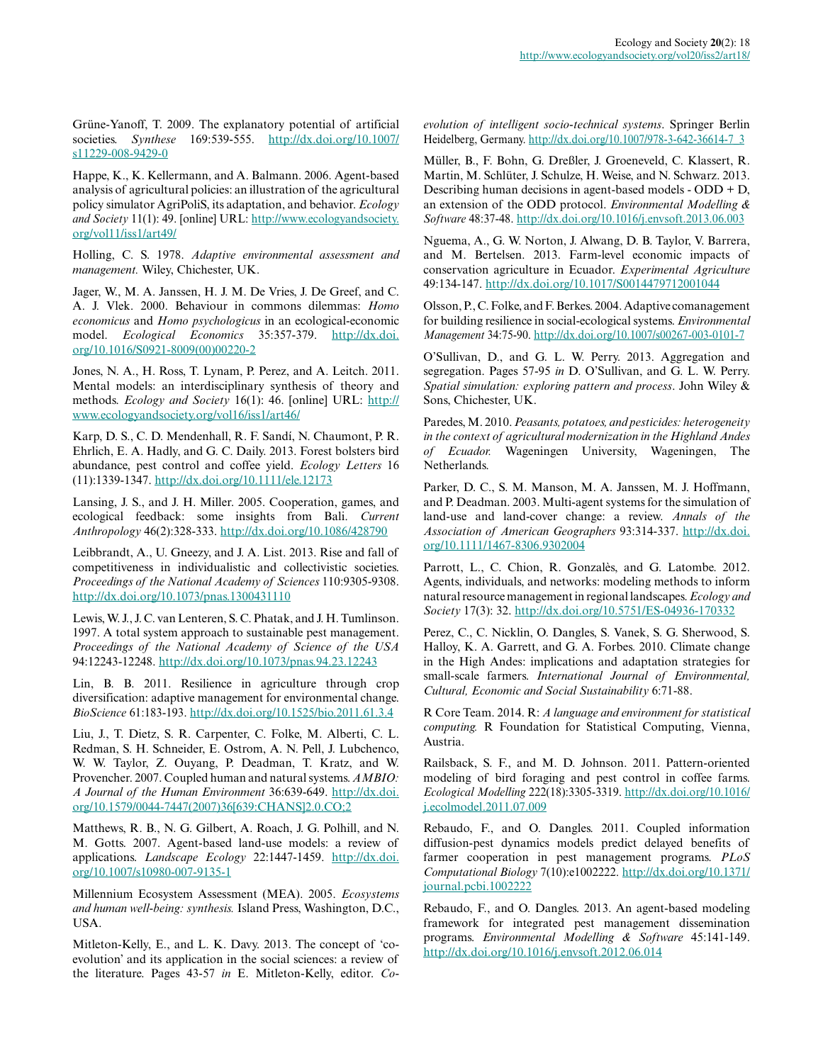Grüne-Yanoff, T. 2009. The explanatory potential of artificial societies. *Synthese* 169:539-555. http://dx.doi.org/10.1007/s11229-008-9429-0

Happe, K., K. Kellermann, and A. Balmann. 2006. Agent-based analysis of agricultural policies: an illustration of the agricultural policy simulator AgriPoliS, its adaptation, and behavior. *Ecology and Society* 11(1): 49. [online] URL: http://www.ecologyandsociety.org/vol11/iss1/art49/

Holling, C. S. 1978. *Adaptive environmental assessment and management.* Wiley, Chichester, UK.

Jager, W., M. A. Janssen, H. J. M. De Vries, J. De Greef, and C. A. J. Vlek. 2000. Behaviour in commons dilemmas: *Homo economicus* and *Homo psychologicus* in an ecological-economic model. *Ecological Economics* 35:357-379. http://dx.doi.org/10.1016/S0921-8009(00)00220-2

Jones, N. A., H. Ross, T. Lynam, P. Perez, and A. Leitch. 2011. Mental models: an interdisciplinary synthesis of theory and methods. *Ecology and Society* 16(1): 46. [online] URL: http://www.ecologyandsociety.org/vol16/iss1/art46/

Karp, D. S., C. D. Mendenhall, R. F. Sandí, N. Chaumont, P. R. Ehrlich, E. A. Hadly, and G. C. Daily. 2013. Forest bolsters bird abundance, pest control and coffee yield. *Ecology Letters* 16 (11):1339-1347. http://dx.doi.org/10.1111/ele.12173

Lansing, J. S., and J. H. Miller. 2005. Cooperation, games, and ecological feedback: some insights from Bali. *Current Anthropology* 46(2):328-333. http://dx.doi.org/10.1086/428790

Leibbrandt, A., U. Gneezy, and J. A. List. 2013. Rise and fall of competitiveness in individualistic and collectivistic societies. *Proceedings of the National Academy of Sciences* 110:9305-9308. http://dx.doi.org/10.1073/pnas.1300431110

Lewis, W. J., J. C. van Lenteren, S. C. Phatak, and J. H. Tumlinson. 1997. A total system approach to sustainable pest management. *Proceedings of the National Academy of Science of the USA* 94:12243-12248. http://dx.doi.org/10.1073/pnas.94.23.12243

Lin, B. B. 2011. Resilience in agriculture through crop diversification: adaptive management for environmental change. *BioScience* 61:183-193. http://dx.doi.org/10.1525/bio.2011.61.3.4

Liu, J., T. Dietz, S. R. Carpenter, C. Folke, M. Alberti, C. L. Redman, S. H. Schneider, E. Ostrom, A. N. Pell, J. Lubchenco, W. W. Taylor, Z. Ouyang, P. Deadman, T. Kratz, and W. Provencher. 2007. Coupled human and natural systems. *AMBIO: A Journal of the Human Environment* 36:639-649. http://dx.doi.org/10.1579/0044-7447(2007)36[639:CHANS]2.0.CO;2

Matthews, R. B., N. G. Gilbert, A. Roach, J. G. Polhill, and N. M. Gotts. 2007. Agent-based land-use models: a review of applications. *Landscape Ecology* 22:1447-1459. http://dx.doi.org/10.1007/s10980-007-9135-1

Millennium Ecosystem Assessment (MEA). 2005. *Ecosystems and human well-being: synthesis.* Island Press, Washington, D.C., USA.

Mitleton-Kelly, E., and L. K. Davy. 2013. The concept of 'co-evolution' and its application in the social sciences: a review of the literature. Pages 43-57 *in* E. Mitleton-Kelly, editor. *Co-evolution of intelligent socio-technical systems*. Springer Berlin Heidelberg, Germany. http://dx.doi.org/10.1007/978-3-642-36614-7_3

Müller, B., F. Bohn, G. Dreßler, J. Groeneveld, C. Klassert, R. Martin, M. Schlüter, J. Schulze, H. Weise, and N. Schwarz. 2013. Describing human decisions in agent-based models - ODD + D, an extension of the ODD protocol. *Environmental Modelling & Software* 48:37-48. http://dx.doi.org/10.1016/j.envsoft.2013.06.003

Nguema, A., G. W. Norton, J. Alwang, D. B. Taylor, V. Barrera, and M. Bertelsen. 2013. Farm-level economic impacts of conservation agriculture in Ecuador. *Experimental Agriculture* 49:134-147. http://dx.doi.org/10.1017/S0014479712001044

Olsson, P., C. Folke, and F. Berkes. 2004. Adaptive comanagement for building resilience in social-ecological systems. *Environmental Management* 34:75-90. http://dx.doi.org/10.1007/s00267-003-0101-7

O'Sullivan, D., and G. L. W. Perry. 2013. Aggregation and segregation. Pages 57-95 *in* D. O'Sullivan, and G. L. W. Perry. *Spatial simulation: exploring pattern and process*. John Wiley & Sons, Chichester, UK.

Paredes, M. 2010. *Peasants, potatoes, and pesticides: heterogeneity in the context of agricultural modernization in the Highland Andes of Ecuador.* Wageningen University, Wageningen, The Netherlands.

Parker, D. C., S. M. Manson, M. A. Janssen, M. J. Hoffmann, and P. Deadman. 2003. Multi-agent systems for the simulation of land-use and land-cover change: a review. *Annals of the Association of American Geographers* 93:314-337. http://dx.doi.org/10.1111/1467-8306.9302004

Parrott, L., C. Chion, R. Gonzalès, and G. Latombe. 2012. Agents, individuals, and networks: modeling methods to inform natural resource management in regional landscapes. *Ecology and Society* 17(3): 32. http://dx.doi.org/10.5751/ES-04936-170332

Perez, C., C. Nicklin, O. Dangles, S. Vanek, S. G. Sherwood, S. Halloy, K. A. Garrett, and G. A. Forbes. 2010. Climate change in the High Andes: implications and adaptation strategies for small-scale farmers. *International Journal of Environmental, Cultural, Economic and Social Sustainability* 6:71-88.

R Core Team. 2014. R: *A language and environment for statistical computing.* R Foundation for Statistical Computing, Vienna, Austria.

Railsback, S. F., and M. D. Johnson. 2011. Pattern-oriented modeling of bird foraging and pest control in coffee farms. *Ecological Modelling* 222(18):3305-3319. http://dx.doi.org/10.1016/j.ecolmodel.2011.07.009

Rebaudo, F., and O. Dangles. 2011. Coupled information diffusion-pest dynamics models predict delayed benefits of farmer cooperation in pest management programs. *PLoS Computational Biology* 7(10):e1002222. http://dx.doi.org/10.1371/journal.pcbi.1002222

Rebaudo, F., and O. Dangles. 2013. An agent-based modeling framework for integrated pest management dissemination programs. *Environmental Modelling & Software* 45:141-149. http://dx.doi.org/10.1016/j.envsoft.2012.06.014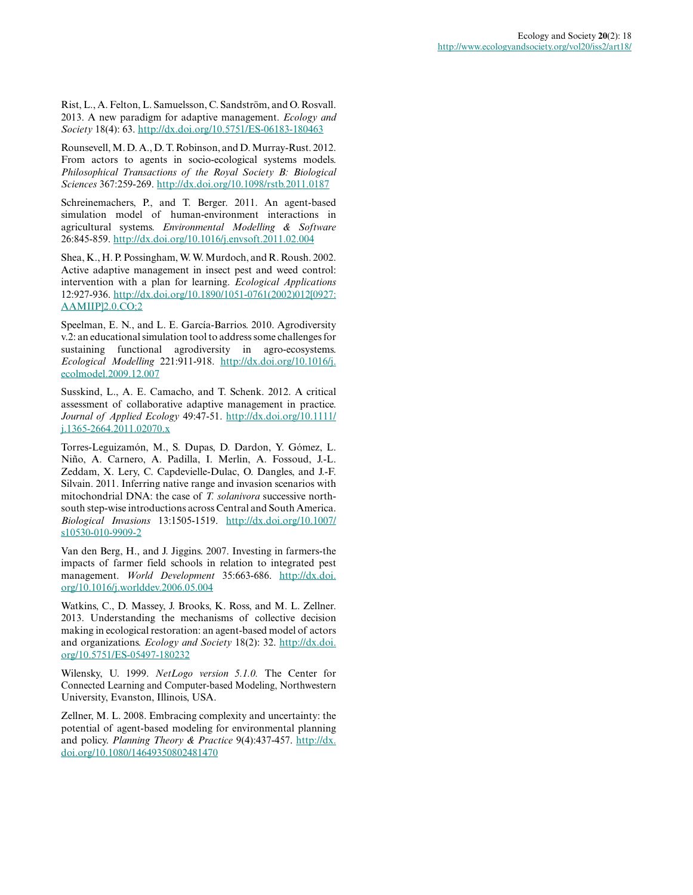Rist, L., A. Felton, L. Samuelsson, C. Sandström, and O. Rosvall. 2013. A new paradigm for adaptive management. *Ecology and Society* 18(4): 63. http://dx.doi.org/10.5751/ES-06183-180463

Rounsevell, M. D. A., D. T. Robinson, and D. Murray-Rust. 2012. From actors to agents in socio-ecological systems models. *Philosophical Transactions of the Royal Society B: Biological Sciences* 367:259-269. http://dx.doi.org/10.1098/rstb.2011.0187

Schreinemachers, P., and T. Berger. 2011. An agent-based simulation model of human-environment interactions in agricultural systems. *Environmental Modelling & Software* 26:845-859. http://dx.doi.org/10.1016/j.envsoft.2011.02.004

Shea, K., H. P. Possingham, W. W. Murdoch, and R. Roush. 2002. Active adaptive management in insect pest and weed control: intervention with a plan for learning. *Ecological Applications* 12:927-936. http://dx.doi.org/10.1890/1051-0761(2002)012[0927:AAMIIP]2.0.CO;2

Speelman, E. N., and L. E. García-Barrios. 2010. Agrodiversity v.2: an educational simulation tool to address some challenges for sustaining functional agrodiversity in agro-ecosystems. *Ecological Modelling* 221:911-918. http://dx.doi.org/10.1016/j.ecolmodel.2009.12.007

Susskind, L., A. E. Camacho, and T. Schenk. 2012. A critical assessment of collaborative adaptive management in practice. *Journal of Applied Ecology* 49:47-51. http://dx.doi.org/10.1111/j.1365-2664.2011.02070.x

Torres-Leguizamón, M., S. Dupas, D. Dardon, Y. Gómez, L. Niño, A. Carnero, A. Padilla, I. Merlin, A. Fossoud, J.-L. Zeddam, X. Lery, C. Capdevielle-Dulac, O. Dangles, and J.-F. Silvain. 2011. Inferring native range and invasion scenarios with mitochondrial DNA: the case of *T. solanivora* successive north-south step-wise introductions across Central and South America. *Biological Invasions* 13:1505-1519. http://dx.doi.org/10.1007/s10530-010-9909-2

Van den Berg, H., and J. Jiggins. 2007. Investing in farmers-the impacts of farmer field schools in relation to integrated pest management. *World Development* 35:663-686. http://dx.doi.org/10.1016/j.worlddev.2006.05.004

Watkins, C., D. Massey, J. Brooks, K. Ross, and M. L. Zellner. 2013. Understanding the mechanisms of collective decision making in ecological restoration: an agent-based model of actors and organizations. *Ecology and Society* 18(2): 32. http://dx.doi.org/10.5751/ES-05497-180232

Wilensky, U. 1999. *NetLogo version 5.1.0.* The Center for Connected Learning and Computer-based Modeling, Northwestern University, Evanston, Illinois, USA.

Zellner, M. L. 2008. Embracing complexity and uncertainty: the potential of agent-based modeling for environmental planning and policy. *Planning Theory & Practice* 9(4):437-457. http://dx.doi.org/10.1080/14649350802481470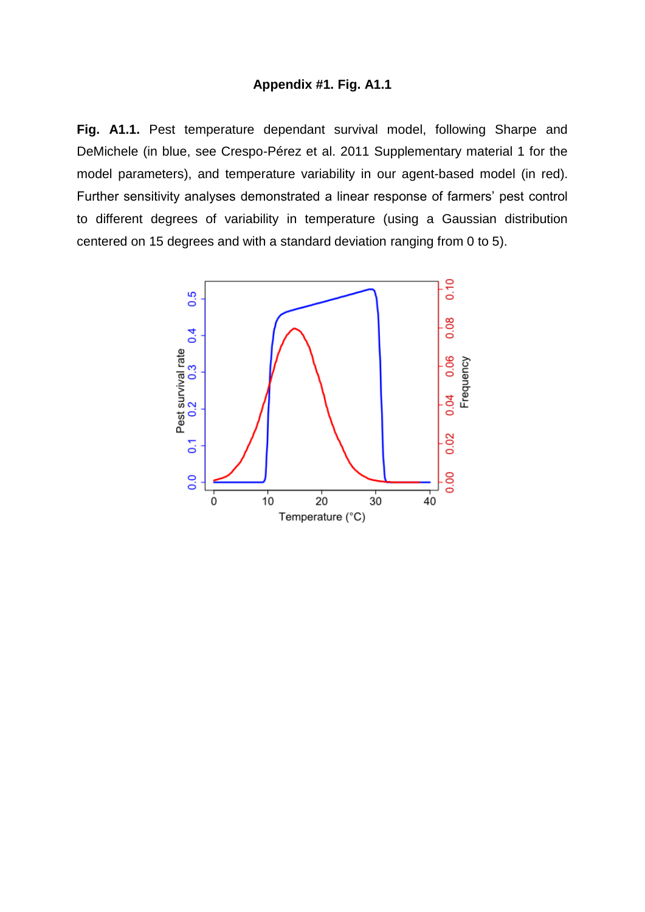**Appendix #1. Fig. A1.1**

**Fig. A1.1.** Pest temperature dependant survival model, following Sharpe and DeMichele (in blue, see Crespo-Pérez et al. 2011 Supplementary material 1 for the model parameters), and temperature variability in our agent-based model (in red). Further sensitivity analyses demonstrated a linear response of farmers' pest control to different degrees of variability in temperature (using a Gaussian distribution centered on 15 degrees and with a standard deviation ranging from 0 to 5).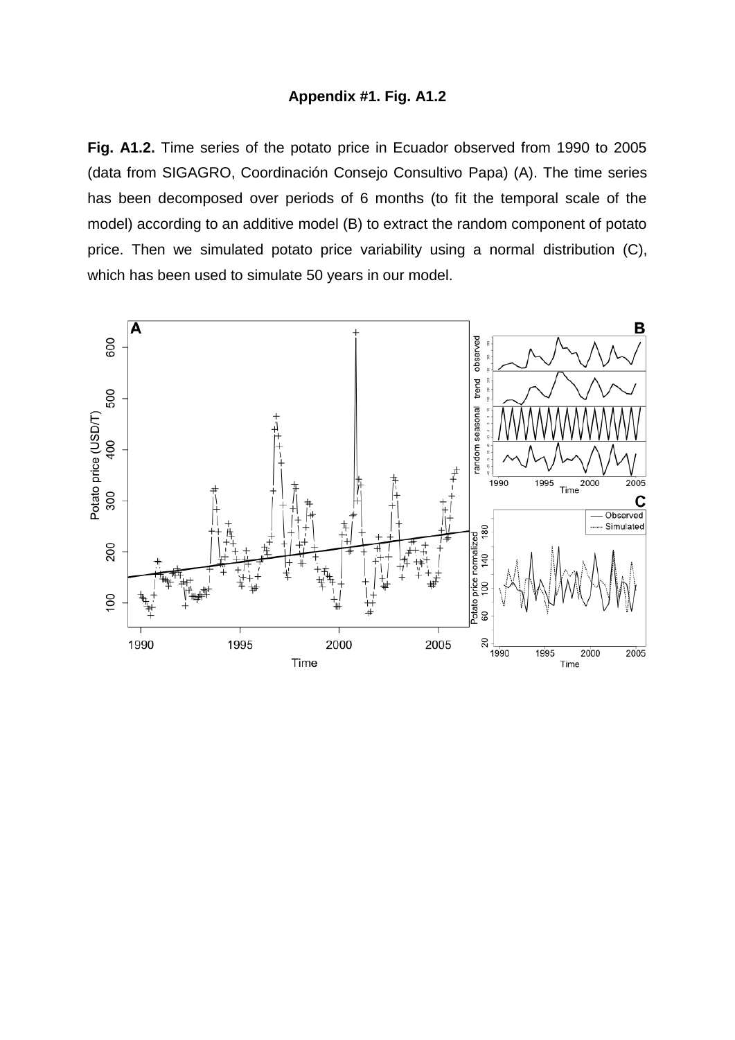**Appendix #1. Fig. A1.2**

**Fig. A1.2.** Time series of the potato price in Ecuador observed from 1990 to 2005 (data from SIGAGRO, Coordinación Consejo Consultivo Papa) (A). The time series has been decomposed over periods of 6 months (to fit the temporal scale of the model) according to an additive model (B) to extract the random component of potato price. Then we simulated potato price variability using a normal distribution (C), which has been used to simulate 50 years in our model.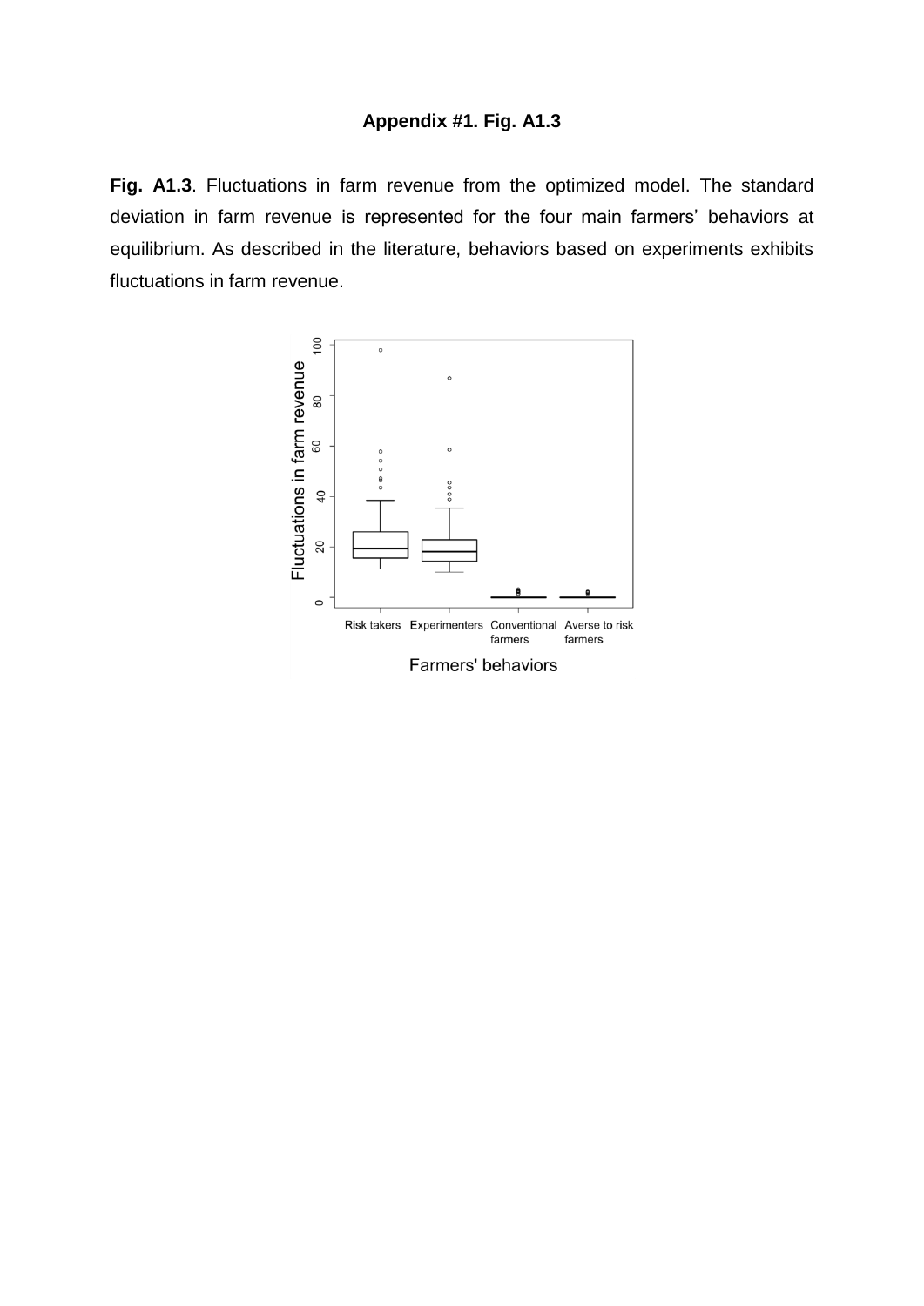**Appendix #1. Fig. A1.3**

**Fig. A1.3**. Fluctuations in farm revenue from the optimized model. The standard deviation in farm revenue is represented for the four main farmers' behaviors at equilibrium. As described in the literature, behaviors based on experiments exhibits fluctuations in farm revenue.

Fluctuations in farm revenue

0
20
40
60
80
100

Risk takers
Experimenters
Conventional farmers
Averse to risk farmers

Farmers' behaviors